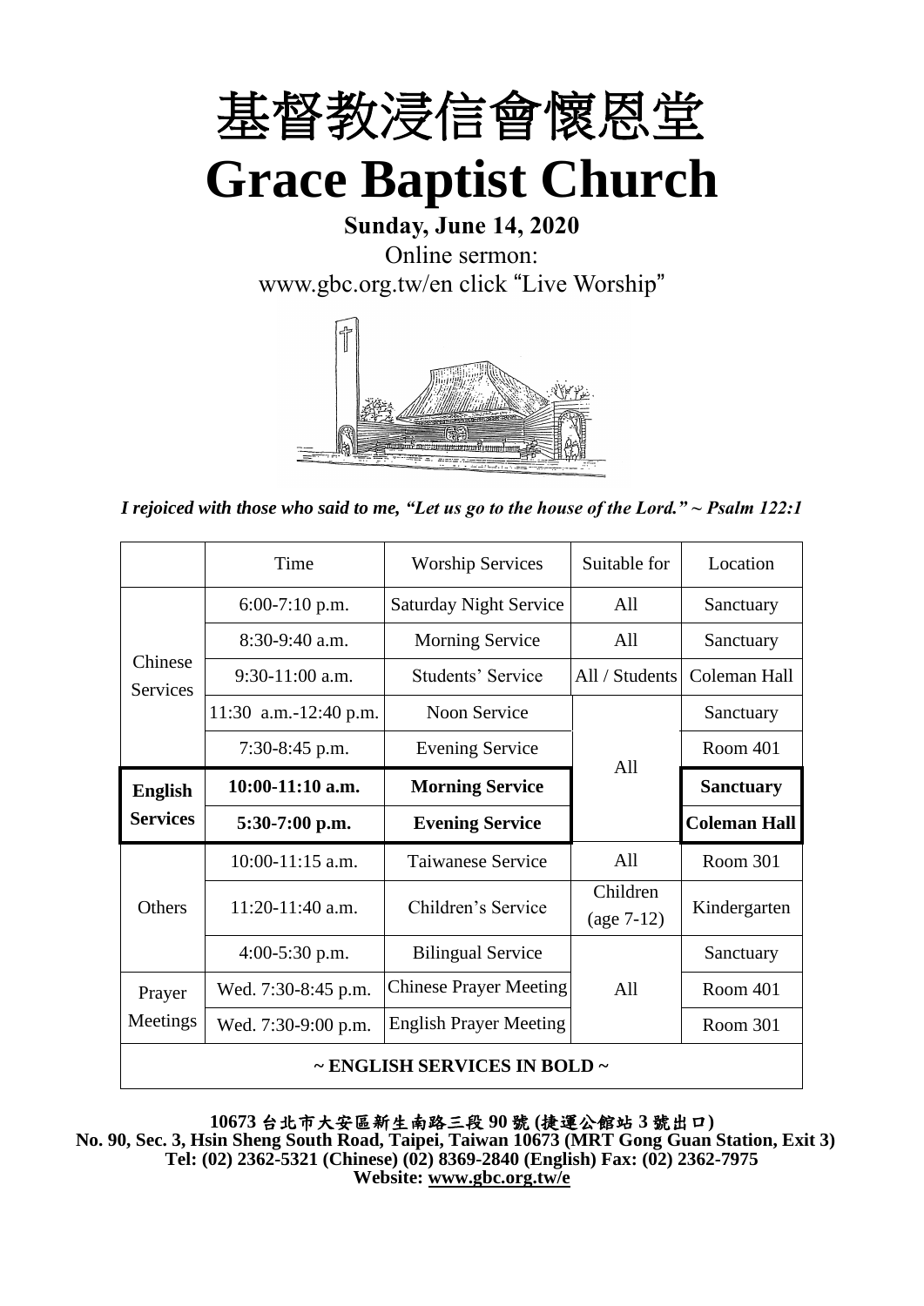# 基督教浸信會懷恩堂

# Grace Baptist Church

**Sunday, June 14, 2020**

Online sermon:

www.gbc.org.tw/en click "Live Worship"

*I rejoiced with those who said to me, "Let us go to the house of the Lord." ~ Psalm 122:1*

| | Time | Worship Services | Suitable for | Location |
|---|---|---|---|---|
| Chinese Services | 6:00-7:10 p.m. | Saturday Night Service | All | Sanctuary |
| | 8:30-9:40 a.m. | Morning Service | All | Sanctuary |
| | 9:30-11:00 a.m. | Students' Service | All / Students | Coleman Hall |
| | 11:30 a.m.-12:40 p.m. | Noon Service | All | Sanctuary |
| | 7:30-8:45 p.m. | Evening Service | | Room 401 |
| **English Services** | **10:00-11:10 a.m.** | **Morning Service** | | **Sanctuary** |
| | **5:30-7:00 p.m.** | **Evening Service** | | **Coleman Hall** |
| Others | 10:00-11:15 a.m. | Taiwanese Service | All | Room 301 |
| | 11:20-11:40 a.m. | Children's Service | Children (age 7-12) | Kindergarten |
| | 4:00-5:30 p.m. | Bilingual Service | All | Sanctuary |
| Prayer Meetings | Wed. 7:30-8:45 p.m. | Chinese Prayer Meeting | | Room 401 |
| | Wed. 7:30-9:00 p.m. | English Prayer Meeting | | Room 301 |
| **~ ENGLISH SERVICES IN BOLD ~** | | | | |

**10673 台北市大安區新生南路三段 90 號 (捷運公館站 3 號出口)**

**No. 90, Sec. 3, Hsin Sheng South Road, Taipei, Taiwan 10673 (MRT Gong Guan Station, Exit 3)**

**Tel: (02) 2362-5321 (Chinese) (02) 8369-2840 (English) Fax: (02) 2362-7975**

**Website: www.gbc.org.tw/e**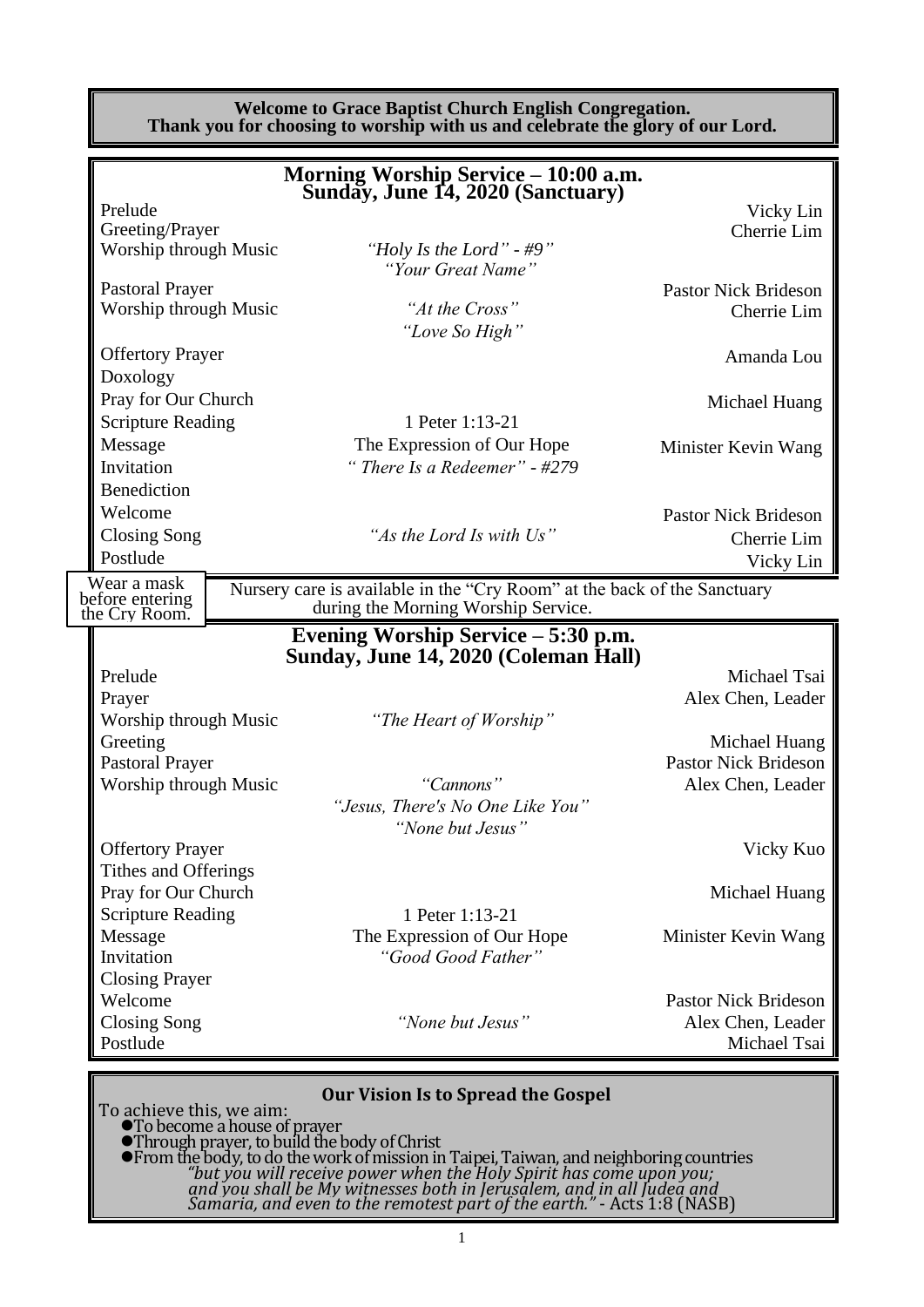**Welcome to Grace Baptist Church English Congregation.**
**Thank you for choosing to worship with us and celebrate the glory of our Lord.**

## Morning Worship Service – 10:00 a.m.
## Sunday, June 14, 2020 (Sanctuary)

| | | |
|---|---|---|
| Prelude | | Vicky Lin |
| Greeting/Prayer | | Cherrie Lim |
| Worship through Music | *"Holy Is the Lord" - #9"* *"Your Great Name"* | |
| Pastoral Prayer | | Pastor Nick Brideson |
| Worship through Music | *"At the Cross"* *"Love So High"* | Cherrie Lim |
| Offertory Prayer | | Amanda Lou |
| Doxology | | |
| Pray for Our Church | | Michael Huang |
| Scripture Reading | 1 Peter 1:13-21 | |
| Message | The Expression of Our Hope | Minister Kevin Wang |
| Invitation | *" There Is a Redeemer" - #279* | |
| Benediction | | |
| Welcome | | Pastor Nick Brideson |
| Closing Song | *"As the Lord Is with Us"* | Cherrie Lim |
| Postlude | | Vicky Lin |

Wear a mask before entering the Cry Room.

Nursery care is available in the "Cry Room" at the back of the Sanctuary during the Morning Worship Service.

## Evening Worship Service – 5:30 p.m.
## Sunday, June 14, 2020 (Coleman Hall)

| | | |
|---|---|---|
| Prelude | | Michael Tsai |
| Prayer | | Alex Chen, Leader |
| Worship through Music | *"The Heart of Worship"* | |
| Greeting | | Michael Huang |
| Pastoral Prayer | | Pastor Nick Brideson |
| Worship through Music | *"Cannons"* *"Jesus, There's No One Like You"* *"None but Jesus"* | Alex Chen, Leader |
| Offertory Prayer | | Vicky Kuo |
| Tithes and Offerings | | |
| Pray for Our Church | | Michael Huang |
| Scripture Reading | 1 Peter 1:13-21 | |
| Message | The Expression of Our Hope | Minister Kevin Wang |
| Invitation | *"Good Good Father"* | |
| Closing Prayer | | |
| Welcome | | Pastor Nick Brideson |
| Closing Song | *"None but Jesus"* | Alex Chen, Leader |
| Postlude | | Michael Tsai |

### Our Vision Is to Spread the Gospel

To achieve this, we aim:

- To become a house of prayer
- Through prayer, to build the body of Christ
- From the body, to do the work of mission in Taipei, Taiwan, and neighboring countries

*"but you will receive power when the Holy Spirit has come upon you; and you shall be My witnesses both in Jerusalem, and in all Judea and Samaria, and even to the remotest part of the earth."* - Acts 1:8 (NASB)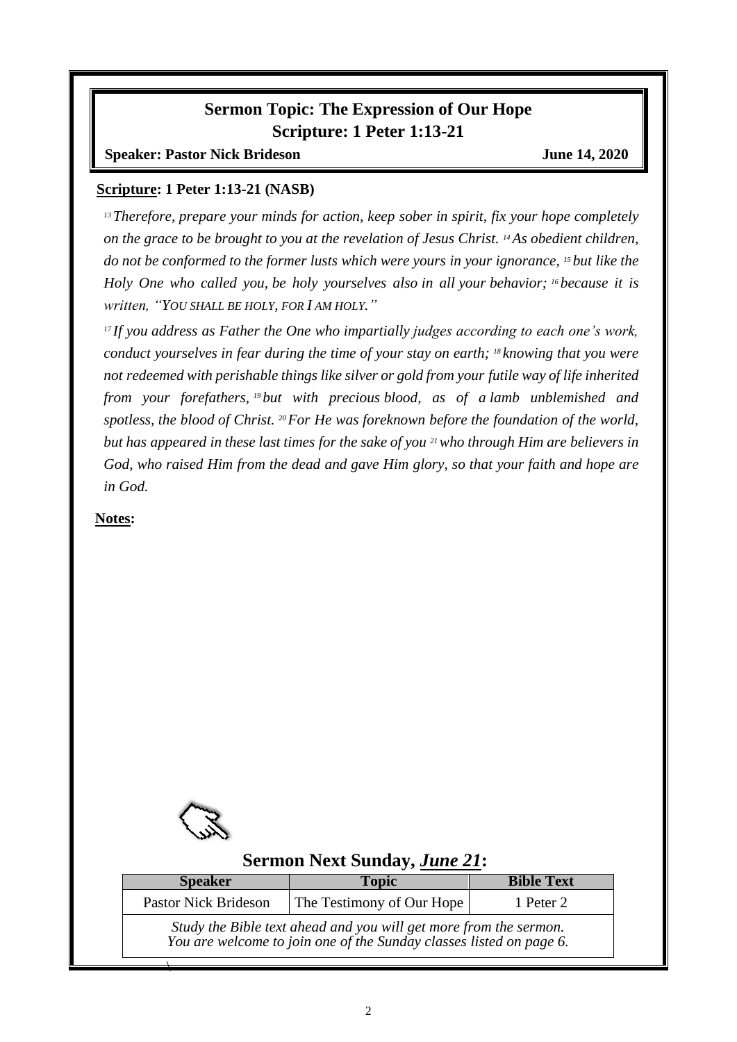# Sermon Topic: The Expression of Our Hope

## Scripture: 1 Peter 1:13-21

**Speaker: Pastor Nick Brideson** **June 14, 2020**

**Scripture: 1 Peter 1:13-21 (NASB)**

*[13] Therefore, prepare your minds for action, keep sober in spirit, fix your hope completely on the grace to be brought to you at the revelation of Jesus Christ. [14] As obedient children, do not be conformed to the former lusts which were yours in your ignorance, [15] but like the Holy One who called you, be holy yourselves also in all your behavior; [16] because it is written, "YOU SHALL BE HOLY, FOR I AM HOLY."*

*[17] If you address as Father the One who impartially judges according to each one's work, conduct yourselves in fear during the time of your stay on earth; [18] knowing that you were not redeemed with perishable things like silver or gold from your futile way of life inherited from your forefathers, [19] but with precious blood, as of a lamb unblemished and spotless, the blood of Christ. [20] For He was foreknown before the foundation of the world, but has appeared in these last times for the sake of you [21] who through Him are believers in God, who raised Him from the dead and gave Him glory, so that your faith and hope are in God.*

**Notes:**

## Sermon Next Sunday, *June 21*:

| Speaker | Topic | Bible Text |
|---|---|---|
| Pastor Nick Brideson | The Testimony of Our Hope | 1 Peter 2 |

*Study the Bible text ahead and you will get more from the sermon.*
*You are welcome to join one of the Sunday classes listed on page 6.*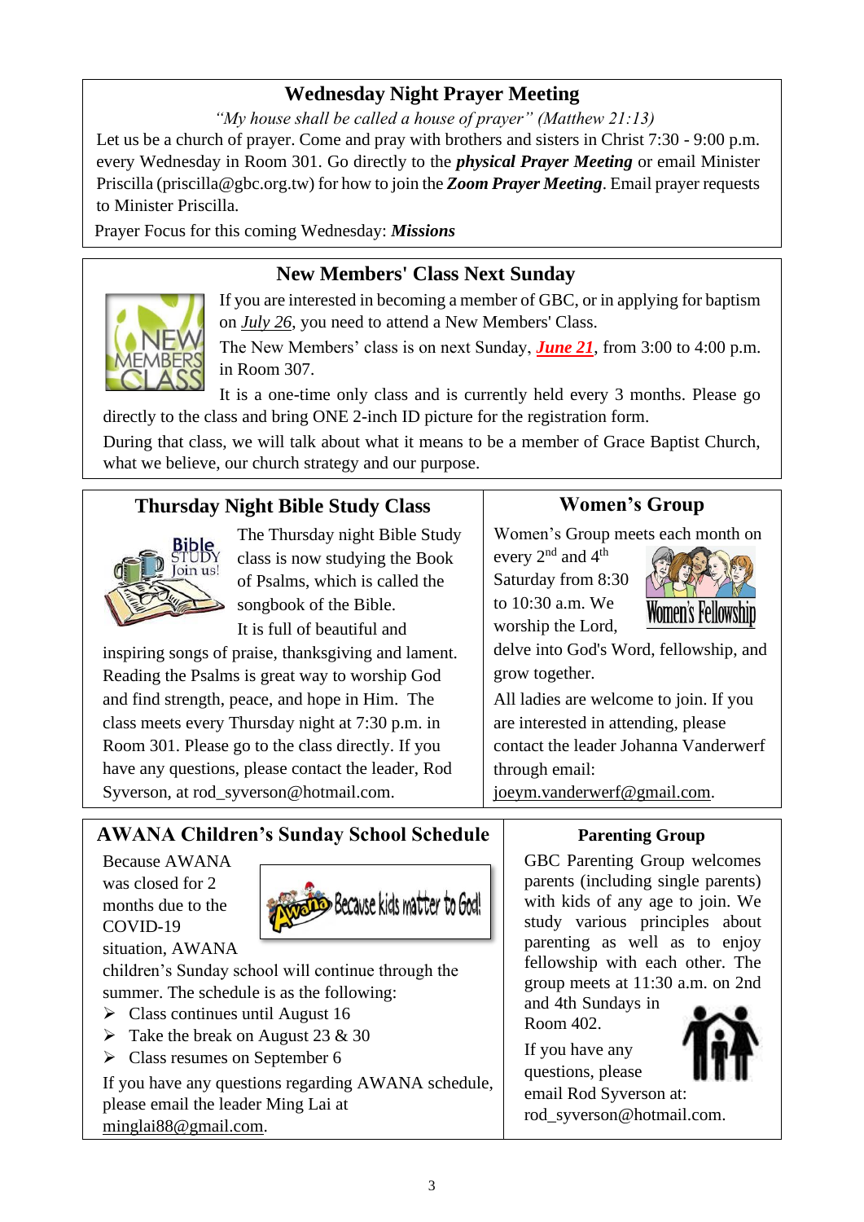## Wednesday Night Prayer Meeting

*"My house shall be called a house of prayer" (Matthew 21:13)*

Let us be a church of prayer. Come and pray with brothers and sisters in Christ 7:30 - 9:00 p.m. every Wednesday in Room 301. Go directly to the ***physical Prayer Meeting*** or email Minister Priscilla (priscilla@gbc.org.tw) for how to join the ***Zoom Prayer Meeting***. Email prayer requests to Minister Priscilla.

Prayer Focus for this coming Wednesday: ***Missions***

## New Members' Class Next Sunday

If you are interested in becoming a member of GBC, or in applying for baptism on *July 26*, you need to attend a New Members' Class.

The New Members' class is on next Sunday, ***June 21***, from 3:00 to 4:00 p.m. in Room 307.

It is a one-time only class and is currently held every 3 months. Please go directly to the class and bring ONE 2-inch ID picture for the registration form.

During that class, we will talk about what it means to be a member of Grace Baptist Church, what we believe, our church strategy and our purpose.

## Thursday Night Bible Study Class

The Thursday night Bible Study class is now studying the Book of Psalms, which is called the songbook of the Bible. It is full of beautiful and inspiring songs of praise, thanksgiving and lament. Reading the Psalms is great way to worship God and find strength, peace, and hope in Him. The class meets every Thursday night at 7:30 p.m. in Room 301. Please go to the class directly. If you have any questions, please contact the leader, Rod Syverson, at rod_syverson@hotmail.com.

## Women's Group

Women's Group meets each month on every 2nd and 4th Saturday from 8:30 to 10:30 a.m. We worship the Lord, delve into God's Word, fellowship, and grow together.

All ladies are welcome to join. If you are interested in attending, please contact the leader Johanna Vanderwerf through email: joeym.vanderwerf@gmail.com.

## AWANA Children's Sunday School Schedule

Because AWANA was closed for 2 months due to the COVID-19 situation, AWANA children's Sunday school will continue through the summer. The schedule is as the following:

- Class continues until August 16
- Take the break on August 23 & 30
- Class resumes on September 6

If you have any questions regarding AWANA schedule, please email the leader Ming Lai at minglai88@gmail.com.

## Parenting Group

GBC Parenting Group welcomes parents (including single parents) with kids of any age to join. We study various principles about parenting as well as to enjoy fellowship with each other. The group meets at 11:30 a.m. on 2nd and 4th Sundays in Room 402.

If you have any questions, please email Rod Syverson at: rod_syverson@hotmail.com.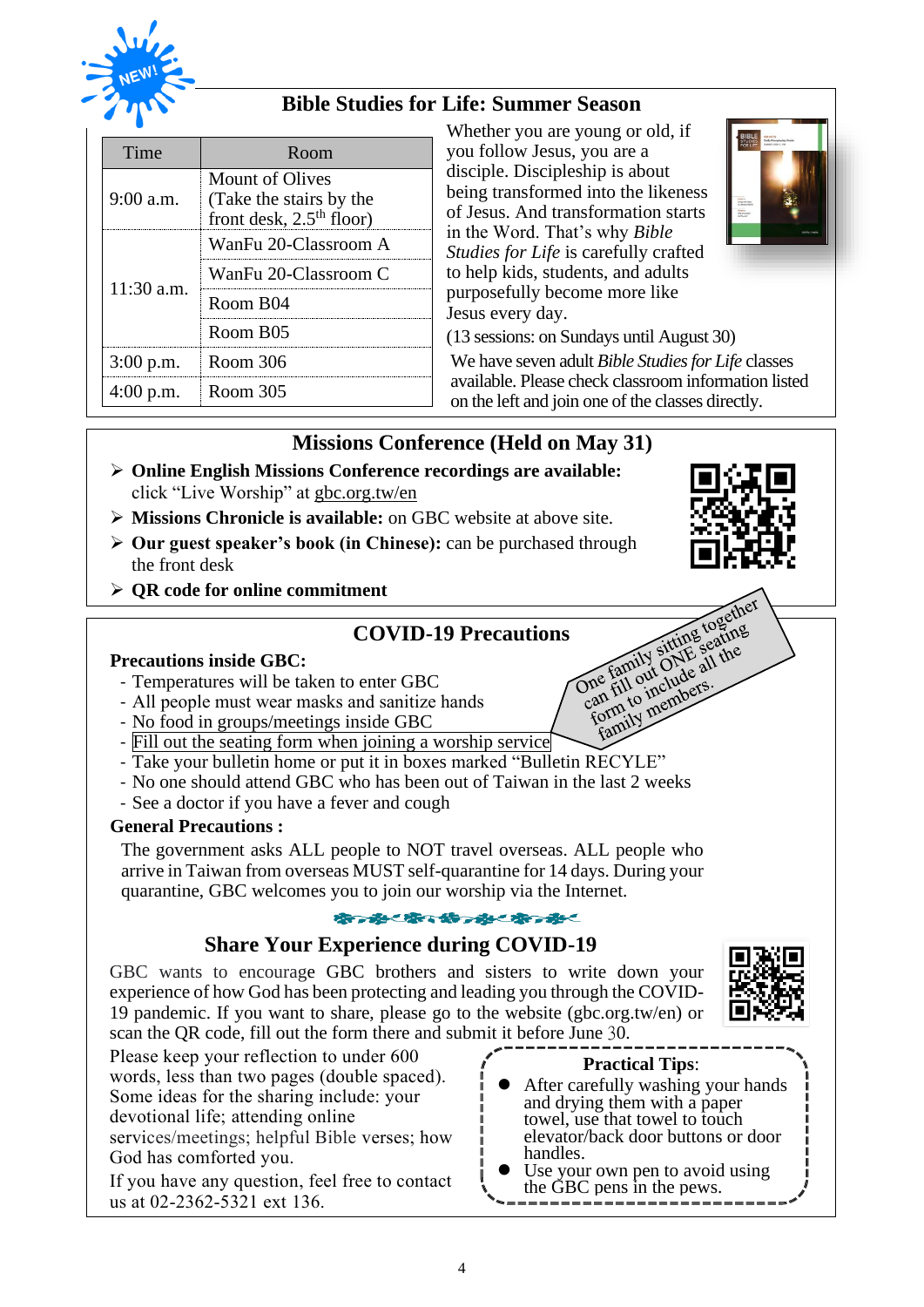NEW!

## Bible Studies for Life: Summer Season

| Time | Room |
|---|---|
| 9:00 a.m. | Mount of Olives (Take the stairs by the front desk, 2.5th floor) |
| 11:30 a.m. | WanFu 20-Classroom A |
| | WanFu 20-Classroom C |
| | Room B04 |
| | Room B05 |
| 3:00 p.m. | Room 306 |
| 4:00 p.m. | Room 305 |

Whether you are young or old, if you follow Jesus, you are a disciple. Discipleship is about being transformed into the likeness of Jesus. And transformation starts in the Word. That's why *Bible Studies for Life* is carefully crafted to help kids, students, and adults purposefully become more like Jesus every day.

(13 sessions: on Sundays until August 30)

We have seven adult *Bible Studies for Life* classes available. Please check classroom information listed on the left and join one of the classes directly.

## Missions Conference (Held on May 31)

- **Online English Missions Conference recordings are available:** click "Live Worship" at gbc.org.tw/en
- **Missions Chronicle is available:** on GBC website at above site.
- **Our guest speaker's book (in Chinese):** can be purchased through the front desk
- **QR code for online commitment**

## COVID-19 Precautions

One family sitting together can fill out ONE seating form to include all the family members.

**Precautions inside GBC:**

- Temperatures will be taken to enter GBC
- All people must wear masks and sanitize hands
- No food in groups/meetings inside GBC
- Fill out the seating form when joining a worship service
- Take your bulletin home or put it in boxes marked "Bulletin RECYLE"
- No one should attend GBC who has been out of Taiwan in the last 2 weeks
- See a doctor if you have a fever and cough

**General Precautions :**

The government asks ALL people to NOT travel overseas. ALL people who arrive in Taiwan from overseas MUST self-quarantine for 14 days. During your quarantine, GBC welcomes you to join our worship via the Internet.

## Share Your Experience during COVID-19

GBC wants to encourage GBC brothers and sisters to write down your experience of how God has been protecting and leading you through the COVID-19 pandemic. If you want to share, please go to the website (gbc.org.tw/en) or scan the QR code, fill out the form there and submit it before June 30.

Please keep your reflection to under 600 words, less than two pages (double spaced). Some ideas for the sharing include: your devotional life; attending online services/meetings; helpful Bible verses; how God has comforted you.

If you have any question, feel free to contact us at 02-2362-5321 ext 136.

**Practical Tips**:

- After carefully washing your hands and drying them with a paper towel, use that towel to touch elevator/back door buttons or door handles.
- Use your own pen to avoid using the GBC pens in the pews.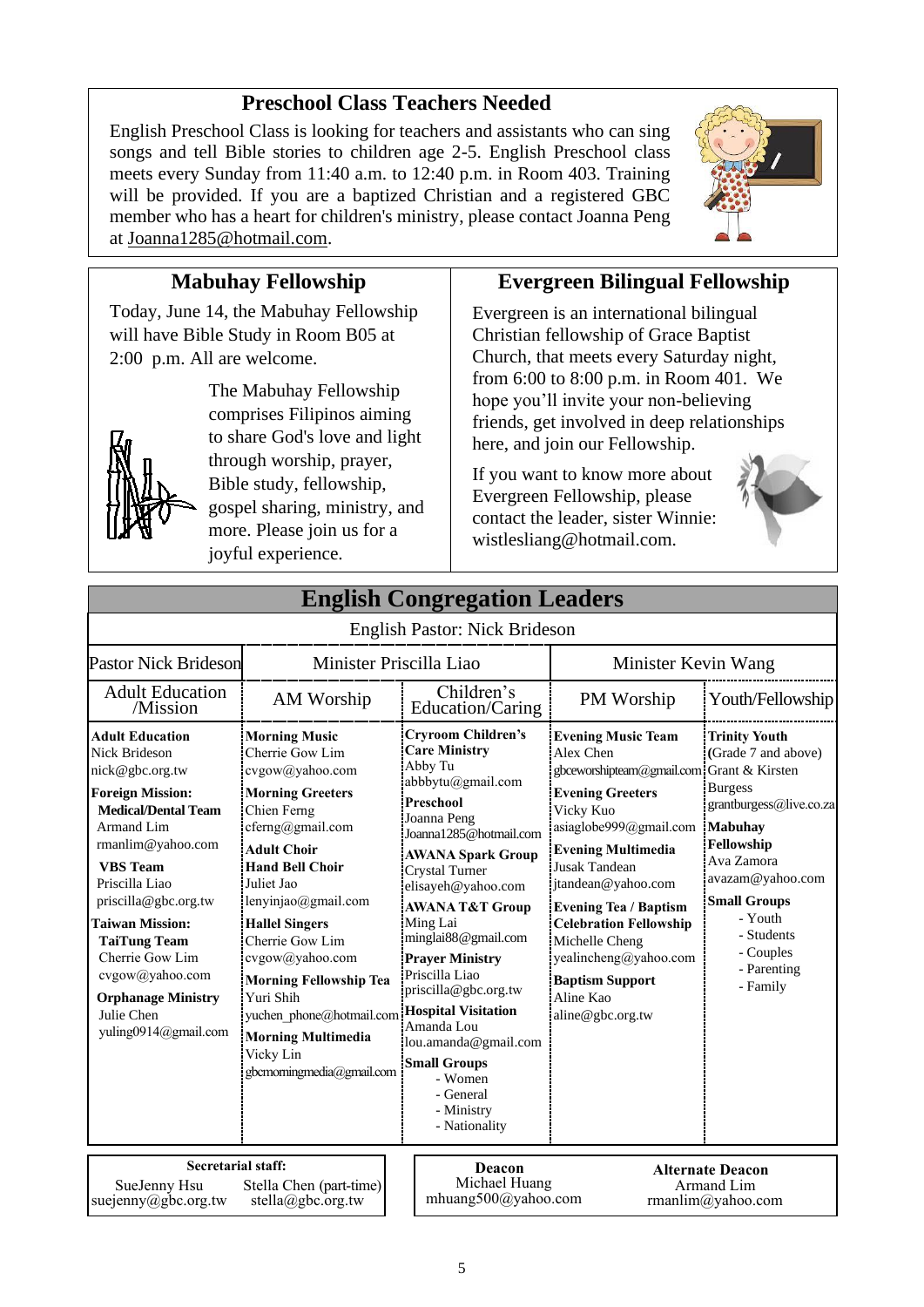## Preschool Class Teachers Needed

English Preschool Class is looking for teachers and assistants who can sing songs and tell Bible stories to children age 2-5. English Preschool class meets every Sunday from 11:40 a.m. to 12:40 p.m. in Room 403. Training will be provided. If you are a baptized Christian and a registered GBC member who has a heart for children's ministry, please contact Joanna Peng at Joanna1285@hotmail.com.

## Mabuhay Fellowship

Today, June 14, the Mabuhay Fellowship will have Bible Study in Room B05 at 2:00 p.m. All are welcome.

The Mabuhay Fellowship comprises Filipinos aiming to share God's love and light through worship, prayer, Bible study, fellowship, gospel sharing, ministry, and more. Please join us for a joyful experience.

## Evergreen Bilingual Fellowship

Evergreen is an international bilingual Christian fellowship of Grace Baptist Church, that meets every Saturday night, from 6:00 to 8:00 p.m. in Room 401. We hope you'll invite your non-believing friends, get involved in deep relationships here, and join our Fellowship.

If you want to know more about Evergreen Fellowship, please contact the leader, sister Winnie: wistlesliang@hotmail.com.

## English Congregation Leaders

English Pastor: Nick Brideson

| Pastor Nick Brideson | Minister Priscilla Liao | | Minister Kevin Wang | |
|---|---|---|---|---|
| Adult Education /Mission | AM Worship | Children's Education/Caring | PM Worship | Youth/Fellowship |
| **Adult Education** Nick Brideson nick@gbc.org.tw **Foreign Mission:** **Medical/Dental Team** Armand Lim rmanlim@yahoo.com **VBS Team** Priscilla Liao priscilla@gbc.org.tw **Taiwan Mission:** **TaiTung Team** Cherrie Gow Lim cvgow@yahoo.com **Orphanage Ministry** Julie Chen yuling0914@gmail.com | **Morning Music** Cherrie Gow Lim cvgow@yahoo.com **Morning Greeters** Chien Ferng cferng@gmail.com **Adult Choir** **Hand Bell Choir** Juliet Jao lenyinjao@gmail.com **Hallel Singers** Cherrie Gow Lim cvgow@yahoo.com **Morning Fellowship Tea** Yuri Shih yuchen_phone@hotmail.com **Morning Multimedia** Vicky Lin gbcmorningmedia@gmail.com | **Cryroom Children's Care Ministry** Abby Tu abbbytu@gmail.com **Preschool** Joanna Peng Joanna1285@hotmail.com **AWANA Spark Group** Crystal Turner elisayeh@yahoo.com **AWANA T&T Group** Ming Lai minglai88@gmail.com **Prayer Ministry** Priscilla Liao priscilla@gbc.org.tw **Hospital Visitation** Amanda Lou lou.amanda@gmail.com **Small Groups** - Women - General - Ministry - Nationality | **Evening Music Team** Alex Chen gbceworshipteam@gmail.com **Evening Greeters** Vicky Kuo asiaglobe999@gmail.com **Evening Multimedia** Jusak Tandean jtandean@yahoo.com **Evening Tea / Baptism Celebration Fellowship** Michelle Cheng yealincheng@yahoo.com **Baptism Support** Aline Kao aline@gbc.org.tw | **Trinity Youth** (Grade 7 and above) Grant & Kirsten Burgess grantburgess@live.co.za **Mabuhay Fellowship** Ava Zamora avazam@yahoo.com **Small Groups** - Youth - Students - Couples - Parenting - Family |

**Secretarial staff:**
SueJenny Hsu suejenny@gbc.org.tw
Stella Chen (part-time) stella@gbc.org.tw

**Deacon**
Michael Huang
mhuang500@yahoo.com

**Alternate Deacon**
Armand Lim
rmanlim@yahoo.com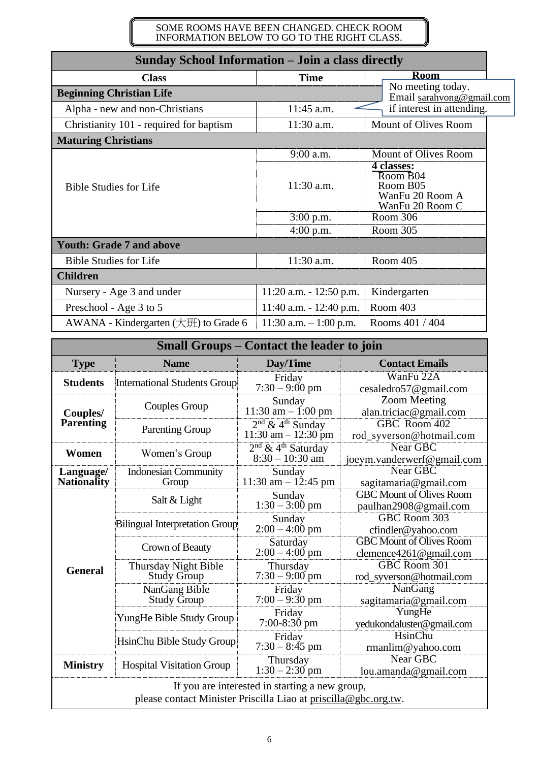SOME ROOMS HAVE BEEN CHANGED. CHECK ROOM INFORMATION BELOW TO GO TO THE RIGHT CLASS.

## Sunday School Information – Join a class directly

| Class | Time | Room |
|---|---|---|
| **Beginning Christian Life** | | |
| Alpha - new and non-Christians | 11:45 a.m. | No meeting today. Email sarahvong@gmail.com if interest in attending. |
| Christianity 101 - required for baptism | 11:30 a.m. | Mount of Olives Room |
| **Maturing Christians** | | |
| Bible Studies for Life | 9:00 a.m. | Mount of Olives Room |
| | 11:30 a.m. | **4 classes:** Room B04, Room B05, WanFu 20 Room A, WanFu 20 Room C |
| | 3:00 p.m. | Room 306 |
| | 4:00 p.m. | Room 305 |
| **Youth: Grade 7 and above** | | |
| Bible Studies for Life | 11:30 a.m. | Room 405 |
| **Children** | | |
| Nursery - Age 3 and under | 11:20 a.m. - 12:50 p.m. | Kindergarten |
| Preschool - Age 3 to 5 | 11:40 a.m. - 12:40 p.m. | Room 403 |
| AWANA - Kindergarten (大班) to Grade 6 | 11:30 a.m. – 1:00 p.m. | Rooms 401 / 404 |

## Small Groups – Contact the leader to join

| Type | Name | Day/Time | Contact Emails |
|---|---|---|---|
| **Students** | International Students Group | Friday 7:30 – 9:00 pm | WanFu 22A cesaledro57@gmail.com |
| **Couples/ Parenting** | Couples Group | Sunday 11:30 am – 1:00 pm | Zoom Meeting alan.triciac@gmail.com |
| | Parenting Group | 2nd & 4th Sunday 11:30 am – 12:30 pm | GBC Room 402 rod_syverson@hotmail.com |
| **Women** | Women's Group | 2nd & 4th Saturday 8:30 – 10:30 am | Near GBC joeym.vanderwerf@gmail.com |
| **Language/ Nationality** | Indonesian Community Group | Sunday 11:30 am – 12:45 pm | Near GBC sagitamaria@gmail.com |
| **General** | Salt & Light | Sunday 1:30 – 3:00 pm | GBC Mount of Olives Room paulhan2908@gmail.com |
| | Bilingual Interpretation Group | Sunday 2:00 – 4:00 pm | GBC Room 303 cfindler@yahoo.com |
| | Crown of Beauty | Saturday 2:00 – 4:00 pm | GBC Mount of Olives Room clemence4261@gmail.com |
| | Thursday Night Bible Study Group | Thursday 7:30 – 9:00 pm | GBC Room 301 rod_syverson@hotmail.com |
| | NanGang Bible Study Group | Friday 7:00 – 9:30 pm | NanGang sagitamaria@gmail.com |
| | YungHe Bible Study Group | Friday 7:00-8:30 pm | YungHe yedukondaluster@gmail.com |
| | HsinChu Bible Study Group | Friday 7:30 – 8:45 pm | HsinChu rmanlim@yahoo.com |
| **Ministry** | Hospital Visitation Group | Thursday 1:30 – 2:30 pm | Near GBC lou.amanda@gmail.com |

If you are interested in starting a new group, please contact Minister Priscilla Liao at priscilla@gbc.org.tw.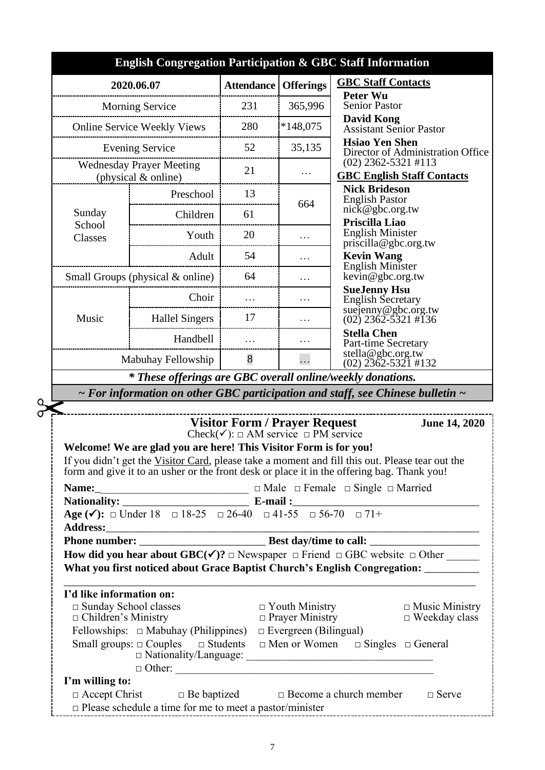## English Congregation Participation & GBC Staff Information

| 2020.06.07 | | Attendance | Offerings |
|---|---|---|---|
| Morning Service | | 231 | 365,996 |
| Online Service Weekly Views | | 280 | *148,075 |
| Evening Service | | 52 | 35,135 |
| Wednesday Prayer Meeting (physical & online) | | 21 | … |
| Sunday School Classes | Preschool | 13 | 664 |
| | Children | 61 | |
| | Youth | 20 | … |
| | Adult | 54 | … |
| Small Groups (physical & online) | | 64 | … |
| Music | Choir | … | … |
| | Hallel Singers | 17 | … |
| | Handbell | … | … |
| Mabuhay Fellowship | | 8 | … |

***\* These offerings are GBC overall online/weekly donations.***

**GBC Staff Contacts**

**Peter Wu**
Senior Pastor

**David Kong**
Assistant Senior Pastor

**Hsiao Yen Shen**
Director of Administration Office
(02) 2362-5321 #113

**GBC English Staff Contacts**

**Nick Brideson**
English Pastor
nick@gbc.org.tw

**Priscilla Liao**
English Minister
priscilla@gbc.org.tw

**Kevin Wang**
English Minister
kevin@gbc.org.tw

**SueJenny Hsu**
English Secretary
suejenny@gbc.org.tw
(02) 2362-5321 #136

**Stella Chen**
Part-time Secretary
stella@gbc.org.tw
(02) 2362-5321 #132

***~ For information on other GBC participation and staff, see Chinese bulletin ~***

---

### Visitor Form / Prayer Request

**June 14, 2020**

Check(✓): □ AM service □ PM service

**Welcome! We are glad you are here! This Visitor Form is for you!**

If you didn't get the Visitor Card, please take a moment and fill this out. Please tear out the form and give it to an usher or the front desk or place it in the offering bag. Thank you!

**Name:**\_\_\_\_\_\_\_\_\_\_\_\_\_\_\_\_\_\_\_\_\_\_\_\_\_\_\_\_ □ Male □ Female □ Single □ Married

**Nationality:** \_\_\_\_\_\_\_\_\_\_\_\_\_\_\_\_\_\_\_\_\_\_\_ **E-mail :**\_\_\_\_\_\_\_\_\_\_\_\_\_\_\_\_\_\_\_\_\_\_\_\_\_\_\_\_\_\_\_\_

**Age (✓):** □ Under 18 □ 18-25 □ 26-40 □ 41-55 □ 56-70 □ 71+

**Address:**\_\_\_\_\_\_\_\_\_\_\_\_\_\_\_\_\_\_\_\_\_\_\_\_\_\_\_\_\_\_\_\_\_\_\_\_\_\_\_\_\_\_\_\_\_\_\_\_\_\_\_\_\_\_\_\_\_\_\_\_\_\_\_\_

**Phone number:** \_\_\_\_\_\_\_\_\_\_\_\_\_\_\_\_\_\_\_\_\_\_\_ **Best day/time to call:** \_\_\_\_\_\_\_\_\_\_\_\_\_\_\_\_\_\_\_\_

**How did you hear about GBC(✓)?** □ Newspaper □ Friend □ GBC website □ Other \_\_\_\_\_\_

**What you first noticed about Grace Baptist Church's English Congregation:** \_\_\_\_\_\_\_\_\_\_

\_\_\_\_\_\_\_\_\_\_\_\_\_\_\_\_\_\_\_\_\_\_\_\_\_\_\_\_\_\_\_\_\_\_\_\_\_\_\_\_\_\_\_\_\_\_\_\_\_\_\_\_\_\_\_\_\_\_\_\_\_\_\_\_\_\_\_\_\_\_\_\_\_\_\_\_

**I'd like information on:**

□ Sunday School classes □ Youth Ministry □ Music Ministry
□ Children's Ministry □ Prayer Ministry □ Weekday class

Fellowships: □ Mabuhay (Philippines) □ Evergreen (Bilingual)

Small groups: □ Couples □ Students □ Men or Women □ Singles □ General
□ Nationality/Language: \_\_\_\_\_\_\_\_\_\_\_\_\_\_\_\_\_\_\_\_\_\_\_\_\_\_\_\_\_\_\_\_\_\_\_
□ Other: \_\_\_\_\_\_\_\_\_\_\_\_\_\_\_\_\_\_\_\_\_\_\_\_\_\_\_\_\_\_\_\_\_\_\_\_\_\_\_\_\_\_\_\_\_\_\_\_

**I'm willing to:**

□ Accept Christ □ Be baptized □ Become a church member □ Serve
□ Please schedule a time for me to meet a pastor/minister